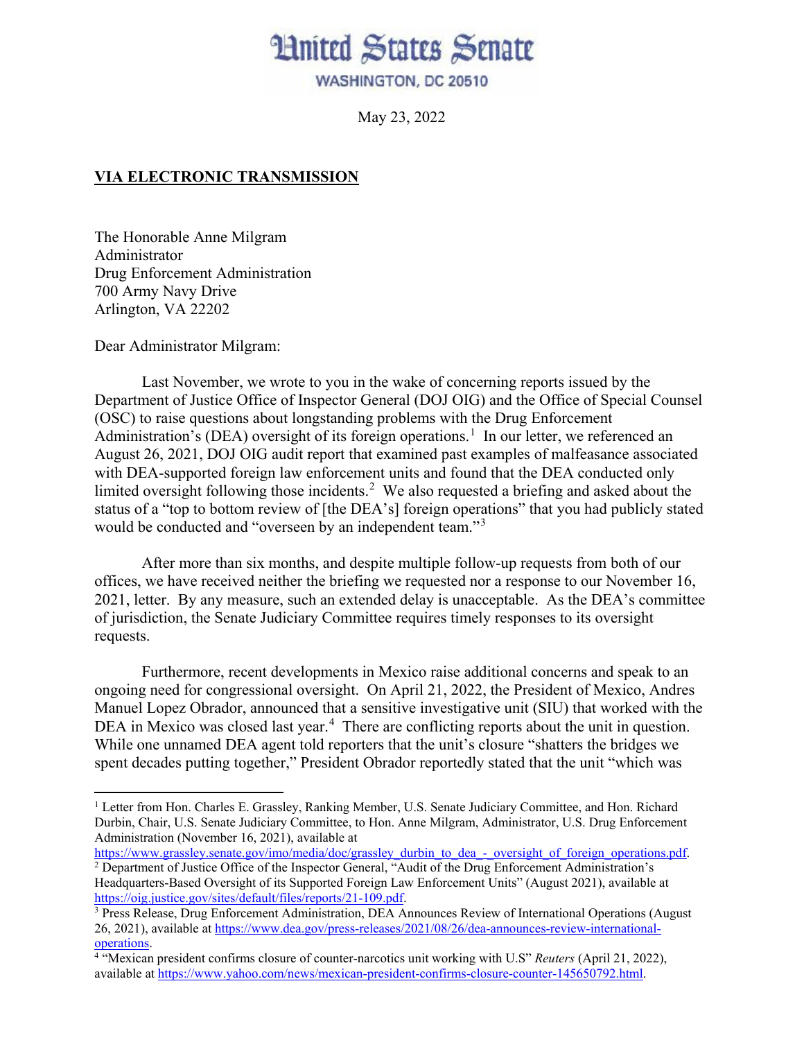# United States Senate

WASHINGTON, DC 20510

May 23, 2022

**VIA ELECTRONIC TRANSMISSION**

The Honorable Anne Milgram
Administrator
Drug Enforcement Administration
700 Army Navy Drive
Arlington, VA 22202

Dear Administrator Milgram:

Last November, we wrote to you in the wake of concerning reports issued by the Department of Justice Office of Inspector General (DOJ OIG) and the Office of Special Counsel (OSC) to raise questions about longstanding problems with the Drug Enforcement Administration's (DEA) oversight of its foreign operations.[1] In our letter, we referenced an August 26, 2021, DOJ OIG audit report that examined past examples of malfeasance associated with DEA-supported foreign law enforcement units and found that the DEA conducted only limited oversight following those incidents.[2] We also requested a briefing and asked about the status of a "top to bottom review of [the DEA's] foreign operations" that you had publicly stated would be conducted and "overseen by an independent team."[3]

After more than six months, and despite multiple follow-up requests from both of our offices, we have received neither the briefing we requested nor a response to our November 16, 2021, letter. By any measure, such an extended delay is unacceptable. As the DEA's committee of jurisdiction, the Senate Judiciary Committee requires timely responses to its oversight requests.

Furthermore, recent developments in Mexico raise additional concerns and speak to an ongoing need for congressional oversight. On April 21, 2022, the President of Mexico, Andres Manuel Lopez Obrador, announced that a sensitive investigative unit (SIU) that worked with the DEA in Mexico was closed last year.[4] There are conflicting reports about the unit in question. While one unnamed DEA agent told reporters that the unit's closure "shatters the bridges we spent decades putting together," President Obrador reportedly stated that the unit "which was

---

[1] Letter from Hon. Charles E. Grassley, Ranking Member, U.S. Senate Judiciary Committee, and Hon. Richard Durbin, Chair, U.S. Senate Judiciary Committee, to Hon. Anne Milgram, Administrator, U.S. Drug Enforcement Administration (November 16, 2021), available at https://www.grassley.senate.gov/imo/media/doc/grassley_durbin_to_dea_-_oversight_of_foreign_operations.pdf.

[2] Department of Justice Office of the Inspector General, "Audit of the Drug Enforcement Administration's Headquarters-Based Oversight of its Supported Foreign Law Enforcement Units" (August 2021), available at https://oig.justice.gov/sites/default/files/reports/21-109.pdf.

[3] Press Release, Drug Enforcement Administration, DEA Announces Review of International Operations (August 26, 2021), available at https://www.dea.gov/press-releases/2021/08/26/dea-announces-review-international-operations.

[4] "Mexican president confirms closure of counter-narcotics unit working with U.S" *Reuters* (April 21, 2022), available at https://www.yahoo.com/news/mexican-president-confirms-closure-counter-145650792.html.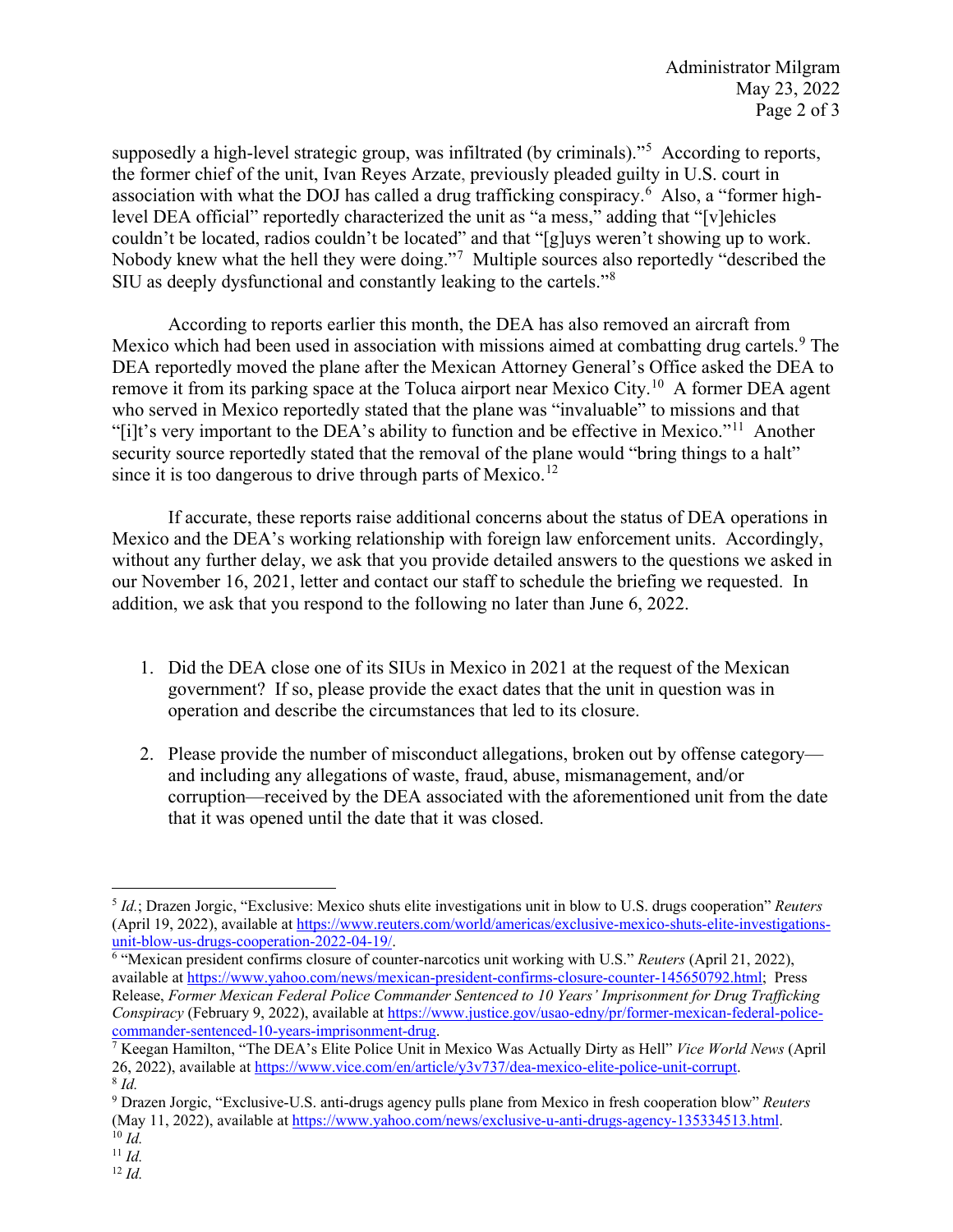supposedly a high-level strategic group, was infiltrated (by criminals)."[5] According to reports, the former chief of the unit, Ivan Reyes Arzate, previously pleaded guilty in U.S. court in association with what the DOJ has called a drug trafficking conspiracy.[6] Also, a "former high-level DEA official" reportedly characterized the unit as "a mess," adding that "[v]ehicles couldn't be located, radios couldn't be located" and that "[g]uys weren't showing up to work. Nobody knew what the hell they were doing."[7] Multiple sources also reportedly "described the SIU as deeply dysfunctional and constantly leaking to the cartels."[8]

According to reports earlier this month, the DEA has also removed an aircraft from Mexico which had been used in association with missions aimed at combatting drug cartels.[9] The DEA reportedly moved the plane after the Mexican Attorney General's Office asked the DEA to remove it from its parking space at the Toluca airport near Mexico City.[10] A former DEA agent who served in Mexico reportedly stated that the plane was "invaluable" to missions and that "[i]t's very important to the DEA's ability to function and be effective in Mexico."[11] Another security source reportedly stated that the removal of the plane would "bring things to a halt" since it is too dangerous to drive through parts of Mexico.[12]

If accurate, these reports raise additional concerns about the status of DEA operations in Mexico and the DEA's working relationship with foreign law enforcement units. Accordingly, without any further delay, we ask that you provide detailed answers to the questions we asked in our November 16, 2021, letter and contact our staff to schedule the briefing we requested. In addition, we ask that you respond to the following no later than June 6, 2022.

1. Did the DEA close one of its SIUs in Mexico in 2021 at the request of the Mexican government? If so, please provide the exact dates that the unit in question was in operation and describe the circumstances that led to its closure.

2. Please provide the number of misconduct allegations, broken out by offense category—and including any allegations of waste, fraud, abuse, mismanagement, and/or corruption—received by the DEA associated with the aforementioned unit from the date that it was opened until the date that it was closed.

---

[5] *Id.*; Drazen Jorgic, "Exclusive: Mexico shuts elite investigations unit in blow to U.S. drugs cooperation" *Reuters* (April 19, 2022), available at https://www.reuters.com/world/americas/exclusive-mexico-shuts-elite-investigations-unit-blow-us-drugs-cooperation-2022-04-19/.

[6] "Mexican president confirms closure of counter-narcotics unit working with U.S." *Reuters* (April 21, 2022), available at https://www.yahoo.com/news/mexican-president-confirms-closure-counter-145650792.html; Press Release, *Former Mexican Federal Police Commander Sentenced to 10 Years' Imprisonment for Drug Trafficking Conspiracy* (February 9, 2022), available at https://www.justice.gov/usao-edny/pr/former-mexican-federal-police-commander-sentenced-10-years-imprisonment-drug.

[7] Keegan Hamilton, "The DEA's Elite Police Unit in Mexico Was Actually Dirty as Hell" *Vice World News* (April 26, 2022), available at https://www.vice.com/en/article/y3v737/dea-mexico-elite-police-unit-corrupt.

[8] *Id.*

[9] Drazen Jorgic, "Exclusive-U.S. anti-drugs agency pulls plane from Mexico in fresh cooperation blow" *Reuters* (May 11, 2022), available at https://www.yahoo.com/news/exclusive-u-anti-drugs-agency-135334513.html.

[10] *Id.*

[11] *Id.*

[12] *Id.*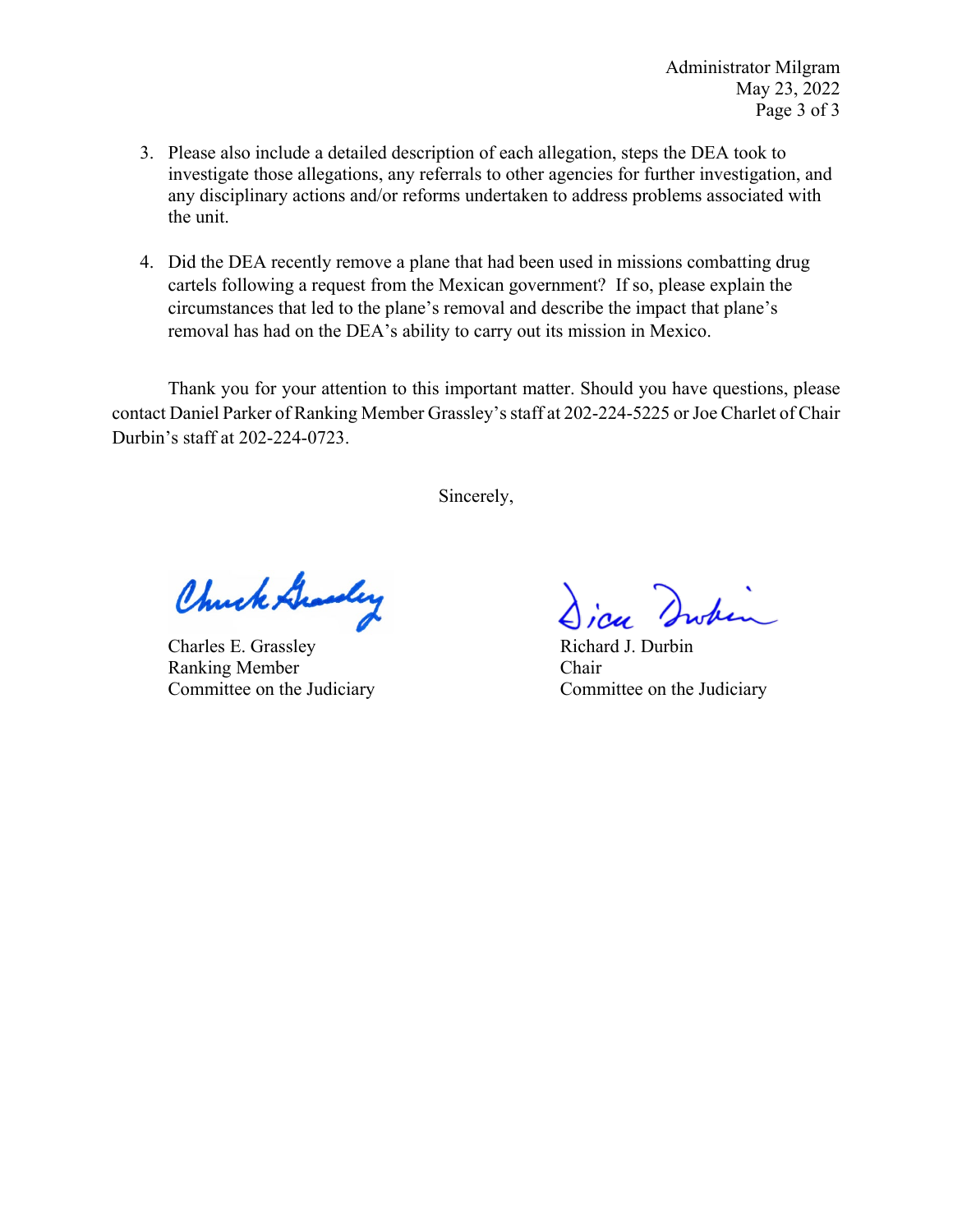3. Please also include a detailed description of each allegation, steps the DEA took to investigate those allegations, any referrals to other agencies for further investigation, and any disciplinary actions and/or reforms undertaken to address problems associated with the unit.

4. Did the DEA recently remove a plane that had been used in missions combatting drug cartels following a request from the Mexican government? If so, please explain the circumstances that led to the plane's removal and describe the impact that plane's removal has had on the DEA's ability to carry out its mission in Mexico.

Thank you for your attention to this important matter. Should you have questions, please contact Daniel Parker of Ranking Member Grassley's staff at 202-224-5225 or Joe Charlet of Chair Durbin's staff at 202-224-0723.

Sincerely,

Charles E. Grassley
Ranking Member
Committee on the Judiciary

Richard J. Durbin
Chair
Committee on the Judiciary